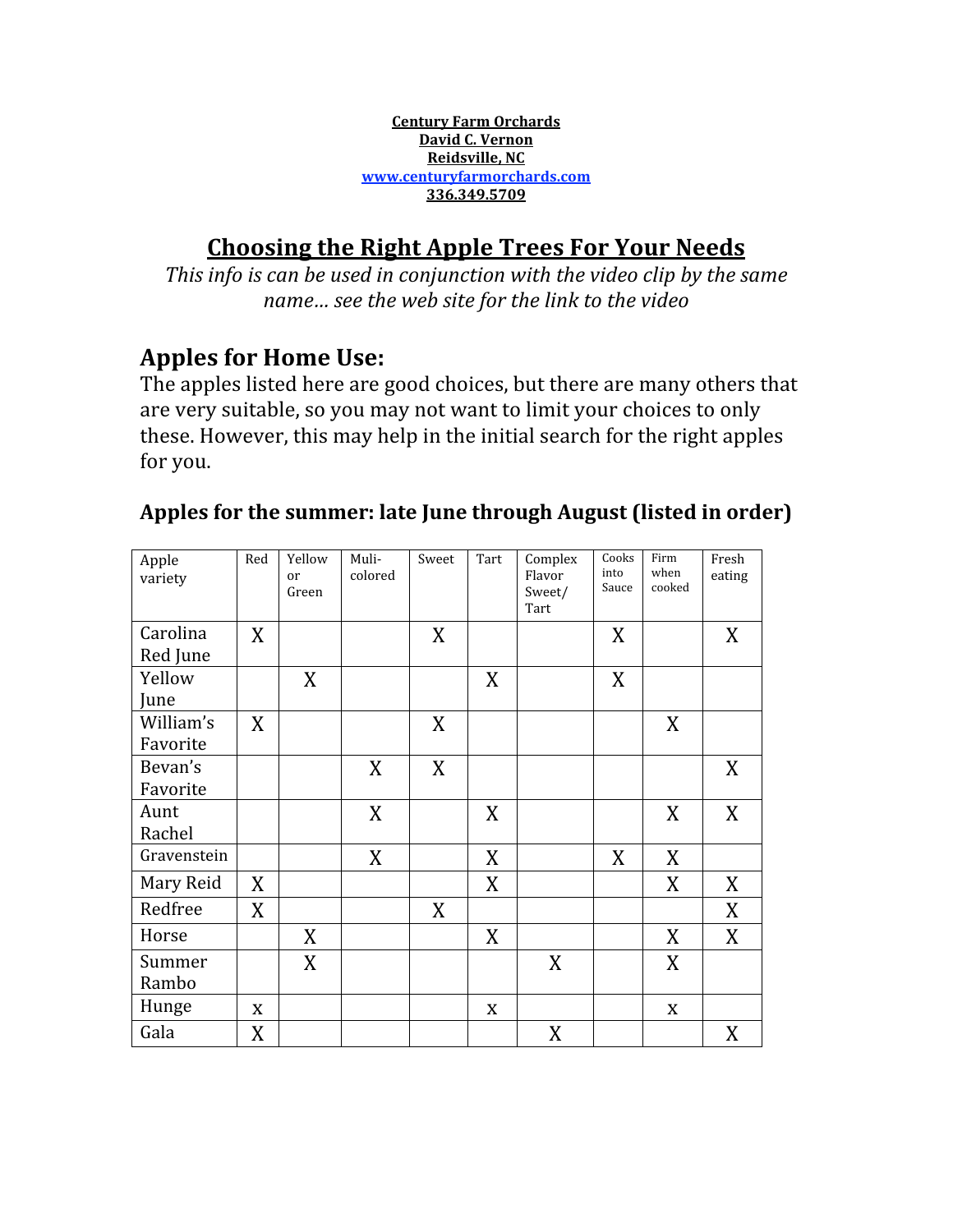**Century Farm Orchards**
**David C. Vernon**
**Reidsville, NC**
**www.centuryfarmorchards.com**
**336.349.5709**

# Choosing the Right Apple Trees For Your Needs

*This info is can be used in conjunction with the video clip by the same name… see the web site for the link to the video*

## Apples for Home Use:

The apples listed here are good choices, but there are many others that are very suitable, so you may not want to limit your choices to only these. However, this may help in the initial search for the right apples for you.

### Apples for the summer: late June through August (listed in order)

| Apple variety | Red | Yellow or Green | Muli-colored | Sweet | Tart | Complex Flavor Sweet/ Tart | Cooks into Sauce | Firm when cooked | Fresh eating |
|---|---|---|---|---|---|---|---|---|---|
| Carolina Red June | X | | | X | | | X | | X |
| Yellow June | | X | | | X | | X | | |
| William's Favorite | X | | | X | | | | X | |
| Bevan's Favorite | | | X | X | | | | | X |
| Aunt Rachel | | | X | | X | | | X | X |
| Gravenstein | | | X | | X | | X | X | |
| Mary Reid | X | | | | X | | | X | X |
| Redfree | X | | | X | | | | | X |
| Horse | | X | | | X | | | X | X |
| Summer Rambo | | X | | | | X | | X | |
| Hunge | x | | | | x | | | x | |
| Gala | X | | | | | X | | | X |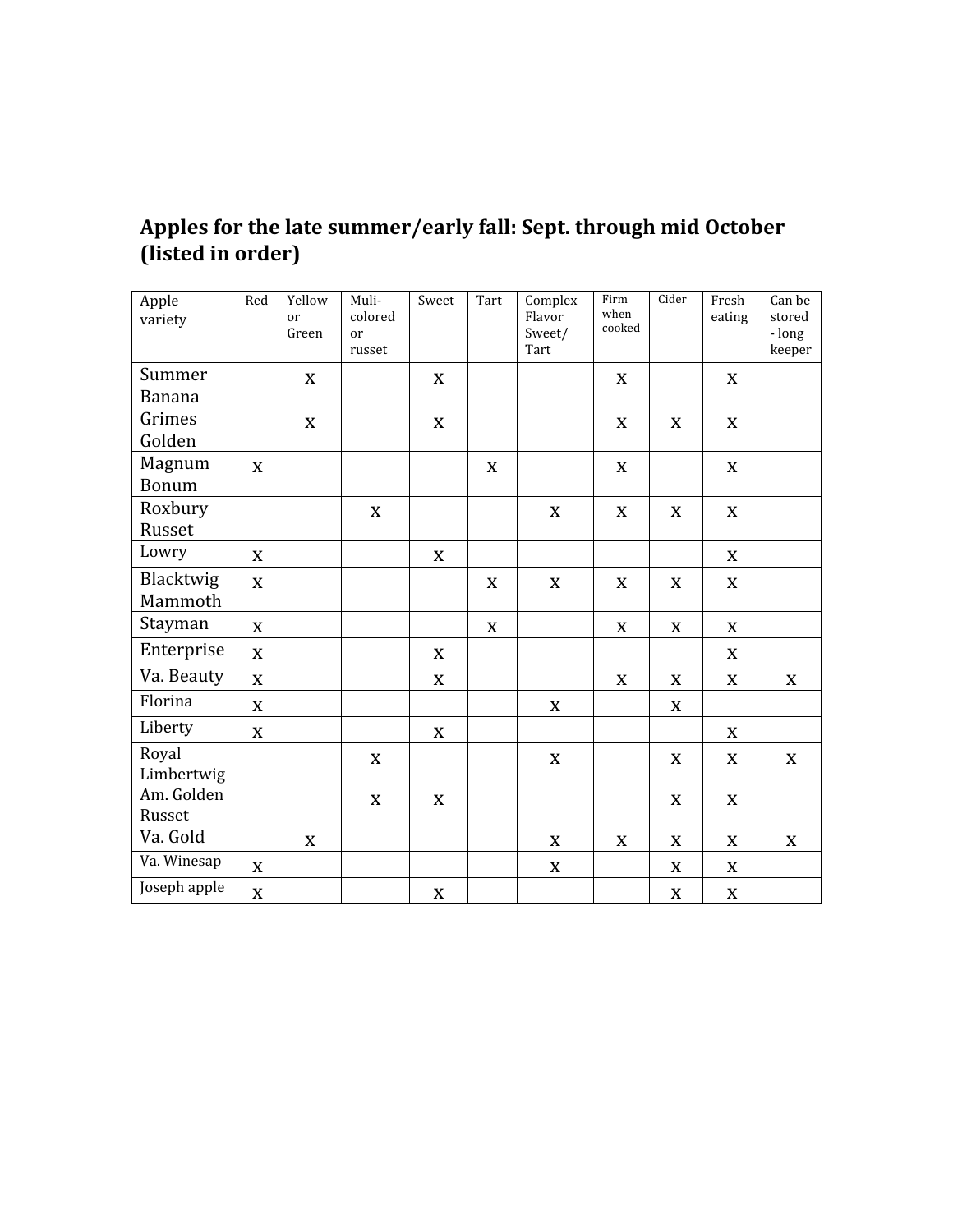## Apples for the late summer/early fall: Sept. through mid October (listed in order)

| Apple variety | Red | Yellow or Green | Muli-colored or russet | Sweet | Tart | Complex Flavor Sweet/Tart | Firm when cooked | Cider | Fresh eating | Can be stored - long keeper |
|---|---|---|---|---|---|---|---|---|---|---|
| Summer Banana | | x | | x | | | x | | x | |
| Grimes Golden | | x | | x | | | x | x | x | |
| Magnum Bonum | x | | | | x | | x | | x | |
| Roxbury Russet | | | x | | | x | x | x | x | |
| Lowry | x | | | x | | | | | x | |
| Blacktwig Mammoth | x | | | | x | x | x | x | x | |
| Stayman | x | | | | x | | x | x | x | |
| Enterprise | x | | | x | | | | | x | |
| Va. Beauty | x | | | x | | | x | x | x | x |
| Florina | x | | | | | x | | x | | |
| Liberty | x | | | x | | | | | x | |
| Royal Limbertwig | | | x | | | x | | x | x | x |
| Am. Golden Russet | | | x | x | | | | x | x | |
| Va. Gold | | x | | | | x | x | x | x | x |
| Va. Winesap | x | | | | | x | | x | x | |
| Joseph apple | x | | | x | | | | x | x | |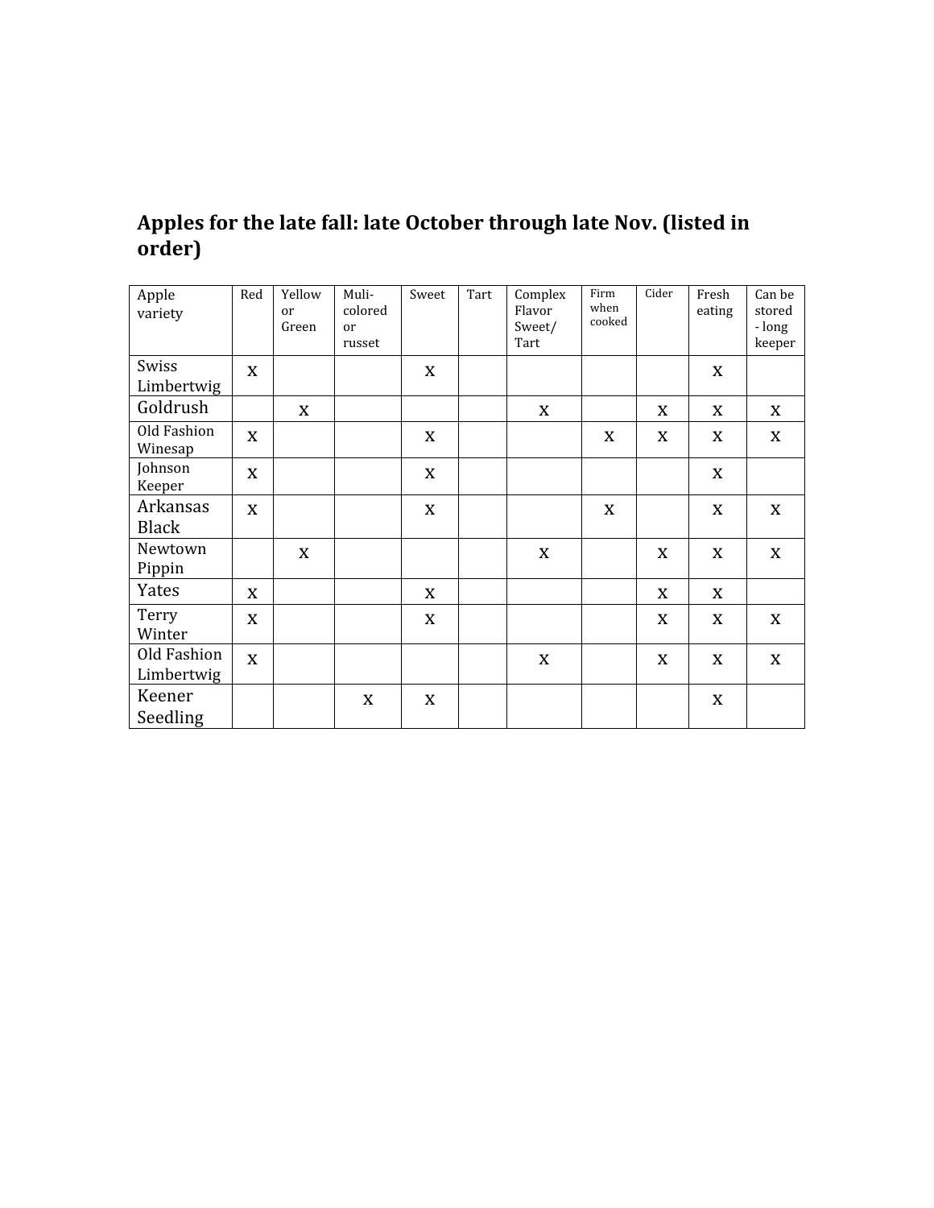## Apples for the late fall: late October through late Nov. (listed in order)

| Apple variety | Red | Yellow or Green | Muli-colored or russet | Sweet | Tart | Complex Flavor Sweet/ Tart | Firm when cooked | Cider | Fresh eating | Can be stored - long keeper |
|---|---|---|---|---|---|---|---|---|---|---|
| Swiss Limbertwig | X | | | X | | | | | X | |
| Goldrush | | X | | | | X | | X | X | X |
| Old Fashion Winesap | X | | | X | | | X | X | X | X |
| Johnson Keeper | X | | | X | | | | | X | |
| Arkansas Black | X | | | X | | | X | | X | X |
| Newtown Pippin | | X | | | | X | | X | X | X |
| Yates | X | | | X | | | | X | X | |
| Terry Winter | X | | | X | | | | X | X | X |
| Old Fashion Limbertwig | X | | | | | X | | X | X | X |
| Keener Seedling | | | X | X | | | | | X | |